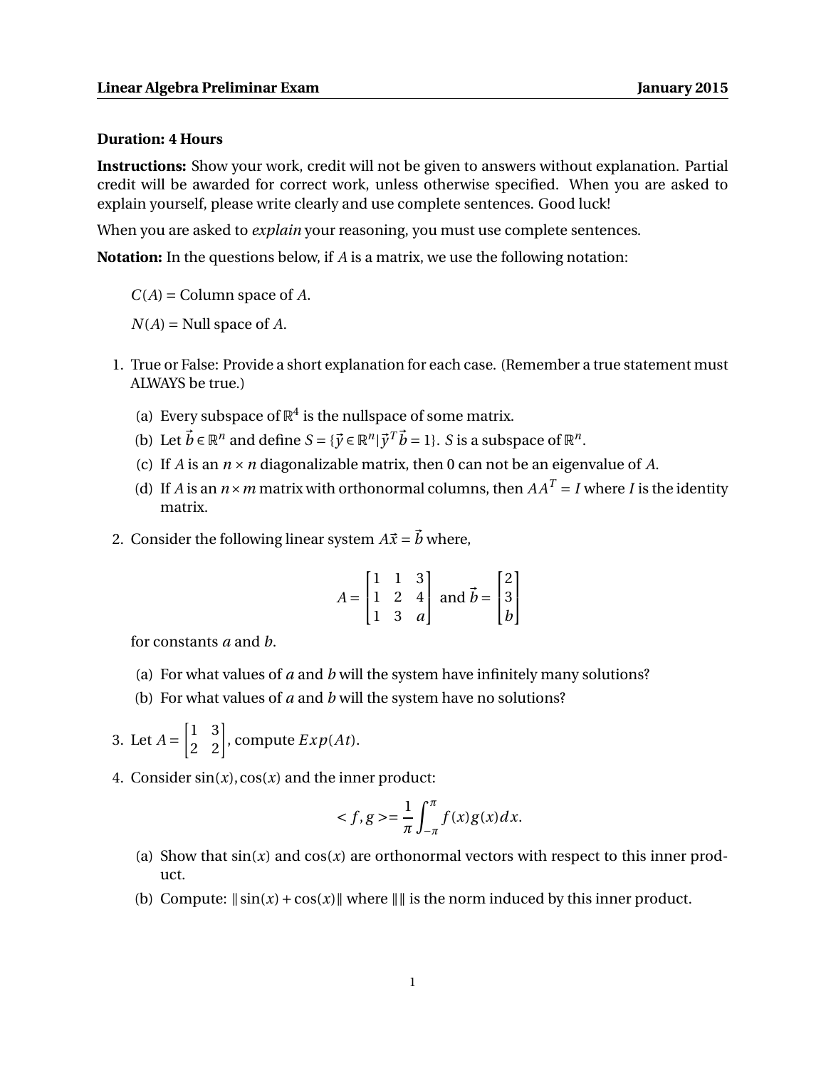**Linear Algebra Preliminar Exam** **January 2015**

**Duration: 4 Hours**

**Instructions:** Show your work, credit will not be given to answers without explanation. Partial credit will be awarded for correct work, unless otherwise specified. When you are asked to explain yourself, please write clearly and use complete sentences. Good luck!

When you are asked to *explain* your reasoning, you must use complete sentences.

**Notation:** In the questions below, if $A$ is a matrix, we use the following notation:

$C(A)$ = Column space of $A$.

$N(A)$ = Null space of $A$.

1. True or False: Provide a short explanation for each case. (Remember a true statement must ALWAYS be true.)

   (a) Every subspace of $\mathbb{R}^4$ is the nullspace of some matrix.

   (b) Let $\vec{b} \in \mathbb{R}^n$ and define $S = \{\vec{y} \in \mathbb{R}^n | \vec{y}^T \vec{b} = 1\}$. $S$ is a subspace of $\mathbb{R}^n$.

   (c) If $A$ is an $n \times n$ diagonalizable matrix, then 0 can not be an eigenvalue of $A$.

   (d) If $A$ is an $n \times m$ matrix with orthonormal columns, then $AA^T = I$ where $I$ is the identity matrix.

2. Consider the following linear system $A\vec{x} = \vec{b}$ where,

$$A = \begin{bmatrix} 1 & 1 & 3 \\ 1 & 2 & 4 \\ 1 & 3 & a \end{bmatrix} \text{ and } \vec{b} = \begin{bmatrix} 2 \\ 3 \\ b \end{bmatrix}$$

   for constants $a$ and $b$.

   (a) For what values of $a$ and $b$ will the system have infinitely many solutions?

   (b) For what values of $a$ and $b$ will the system have no solutions?

3. Let $A = \begin{bmatrix} 1 & 3 \\ 2 & 2 \end{bmatrix}$, compute $Exp(At)$.

4. Consider $\sin(x), \cos(x)$ and the inner product:

$$< f, g >= \frac{1}{\pi} \int_{-\pi}^{\pi} f(x)g(x)dx.$$

   (a) Show that $\sin(x)$ and $\cos(x)$ are orthonormal vectors with respect to this inner product.

   (b) Compute: $\|\sin(x) + \cos(x)\|$ where $\|\|$ is the norm induced by this inner product.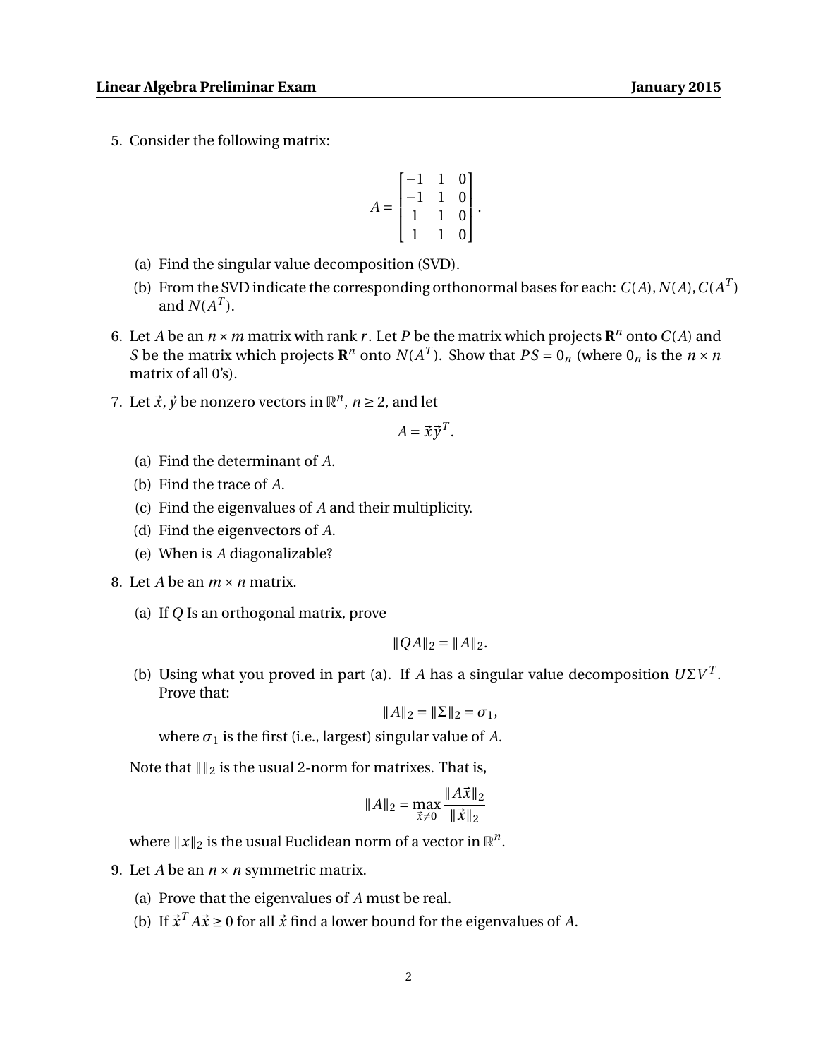5. Consider the following matrix:

$$A = \begin{bmatrix} -1 & 1 & 0 \\ -1 & 1 & 0 \\ 1 & 1 & 0 \\ 1 & 1 & 0 \end{bmatrix}.$$

   (a) Find the singular value decomposition (SVD).

   (b) From the SVD indicate the corresponding orthonormal bases for each: $C(A)$, $N(A)$, $C(A^T)$ and $N(A^T)$.

6. Let $A$ be an $n \times m$ matrix with rank $r$. Let $P$ be the matrix which projects $\mathbf{R}^n$ onto $C(A)$ and $S$ be the matrix which projects $\mathbf{R}^n$ onto $N(A^T)$. Show that $PS = 0_n$ (where $0_n$ is the $n \times n$ matrix of all 0's).

7. Let $\vec{x}, \vec{y}$ be nonzero vectors in $\mathbb{R}^n$, $n \geq 2$, and let

$$A = \vec{x}\vec{y}^T.$$

   (a) Find the determinant of $A$.

   (b) Find the trace of $A$.

   (c) Find the eigenvalues of $A$ and their multiplicity.

   (d) Find the eigenvectors of $A$.

   (e) When is $A$ diagonalizable?

8. Let $A$ be an $m \times n$ matrix.

   (a) If $Q$ Is an orthogonal matrix, prove

$$\|QA\|_2 = \|A\|_2.$$

   (b) Using what you proved in part (a). If $A$ has a singular value decomposition $U\Sigma V^T$. Prove that:

$$\|A\|_2 = \|\Sigma\|_2 = \sigma_1,$$

   where $\sigma_1$ is the first (i.e., largest) singular value of $A$.

   Note that $\| \|_2$ is the usual 2-norm for matrixes. That is,

$$\|A\|_2 = \max_{\vec{x} \neq 0} \frac{\|A\vec{x}\|_2}{\|\vec{x}\|_2}$$

   where $\|x\|_2$ is the usual Euclidean norm of a vector in $\mathbb{R}^n$.

9. Let $A$ be an $n \times n$ symmetric matrix.

   (a) Prove that the eigenvalues of $A$ must be real.

   (b) If $\vec{x}^T A \vec{x} \geq 0$ for all $\vec{x}$ find a lower bound for the eigenvalues of $A$.